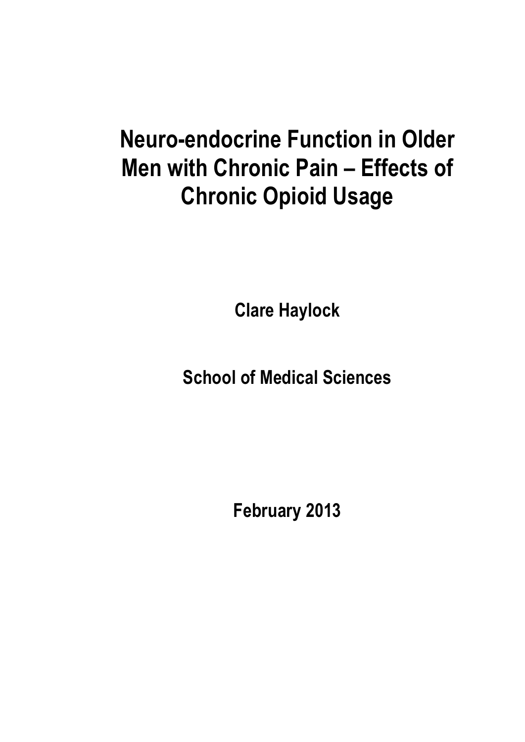# Neuro-endocrine Function in Older Men with Chronic Pain – Effects of Chronic Opioid Usage

**Clare Haylock**

**School of Medical Sciences**

**February 2013**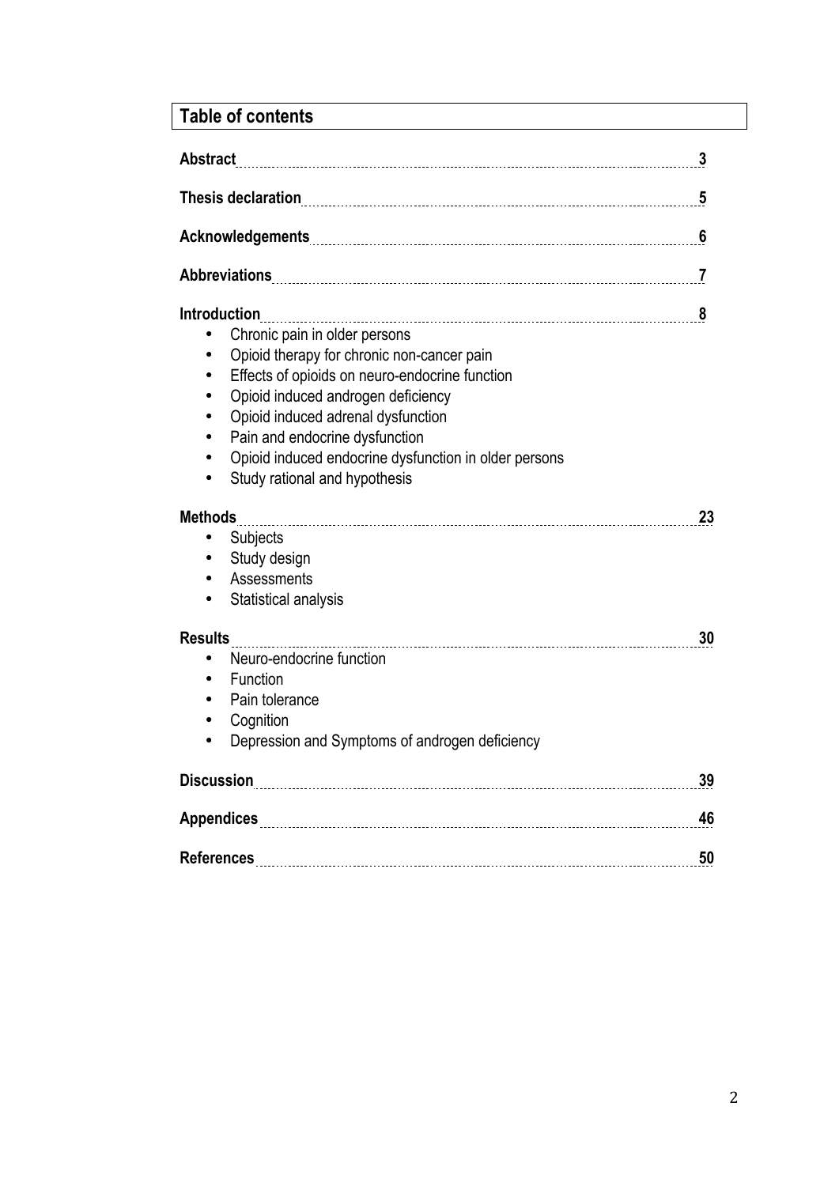## Table of contents

**Abstract** 3

**Thesis declaration** 5

**Acknowledgements** 6

**Abbreviations** 7

**Introduction** 8

- Chronic pain in older persons
- Opioid therapy for chronic non-cancer pain
- Effects of opioids on neuro-endocrine function
- Opioid induced androgen deficiency
- Opioid induced adrenal dysfunction
- Pain and endocrine dysfunction
- Opioid induced endocrine dysfunction in older persons
- Study rational and hypothesis

**Methods** 23

- Subjects
- Study design
- Assessments
- Statistical analysis

**Results** 30

- Neuro-endocrine function
- Function
- Pain tolerance
- Cognition
- Depression and Symptoms of androgen deficiency

**Discussion** 39

**Appendices** 46

**References** 50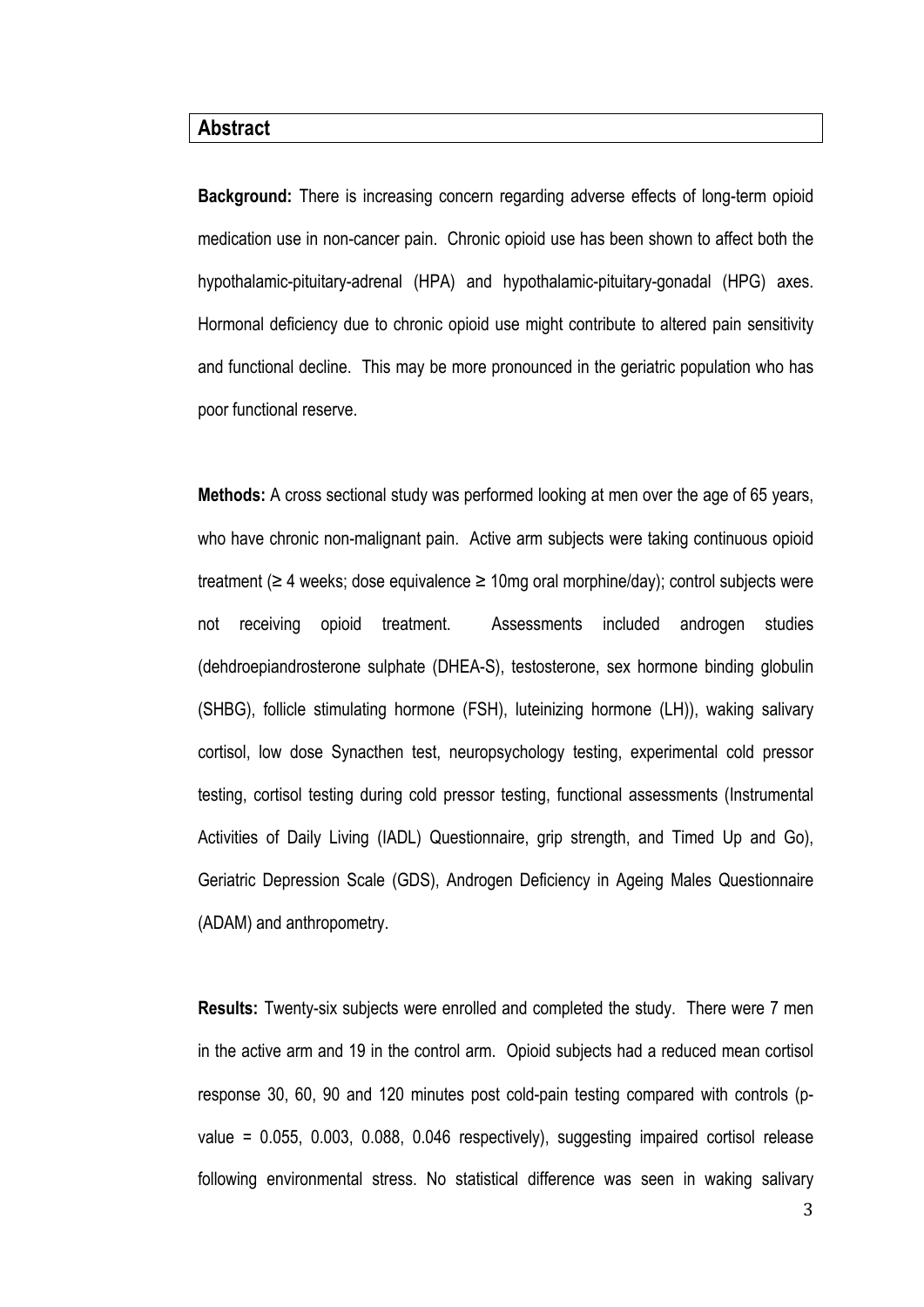## Abstract

**Background:** There is increasing concern regarding adverse effects of long-term opioid medication use in non-cancer pain. Chronic opioid use has been shown to affect both the hypothalamic-pituitary-adrenal (HPA) and hypothalamic-pituitary-gonadal (HPG) axes. Hormonal deficiency due to chronic opioid use might contribute to altered pain sensitivity and functional decline. This may be more pronounced in the geriatric population who has poor functional reserve.

**Methods:** A cross sectional study was performed looking at men over the age of 65 years, who have chronic non-malignant pain. Active arm subjects were taking continuous opioid treatment (≥ 4 weeks; dose equivalence ≥ 10mg oral morphine/day); control subjects were not receiving opioid treatment. Assessments included androgen studies (dehdroepiandrosterone sulphate (DHEA-S), testosterone, sex hormone binding globulin (SHBG), follicle stimulating hormone (FSH), luteinizing hormone (LH)), waking salivary cortisol, low dose Synacthen test, neuropsychology testing, experimental cold pressor testing, cortisol testing during cold pressor testing, functional assessments (Instrumental Activities of Daily Living (IADL) Questionnaire, grip strength, and Timed Up and Go), Geriatric Depression Scale (GDS), Androgen Deficiency in Ageing Males Questionnaire (ADAM) and anthropometry.

**Results:** Twenty-six subjects were enrolled and completed the study. There were 7 men in the active arm and 19 in the control arm. Opioid subjects had a reduced mean cortisol response 30, 60, 90 and 120 minutes post cold-pain testing compared with controls (p-value = 0.055, 0.003, 0.088, 0.046 respectively), suggesting impaired cortisol release following environmental stress. No statistical difference was seen in waking salivary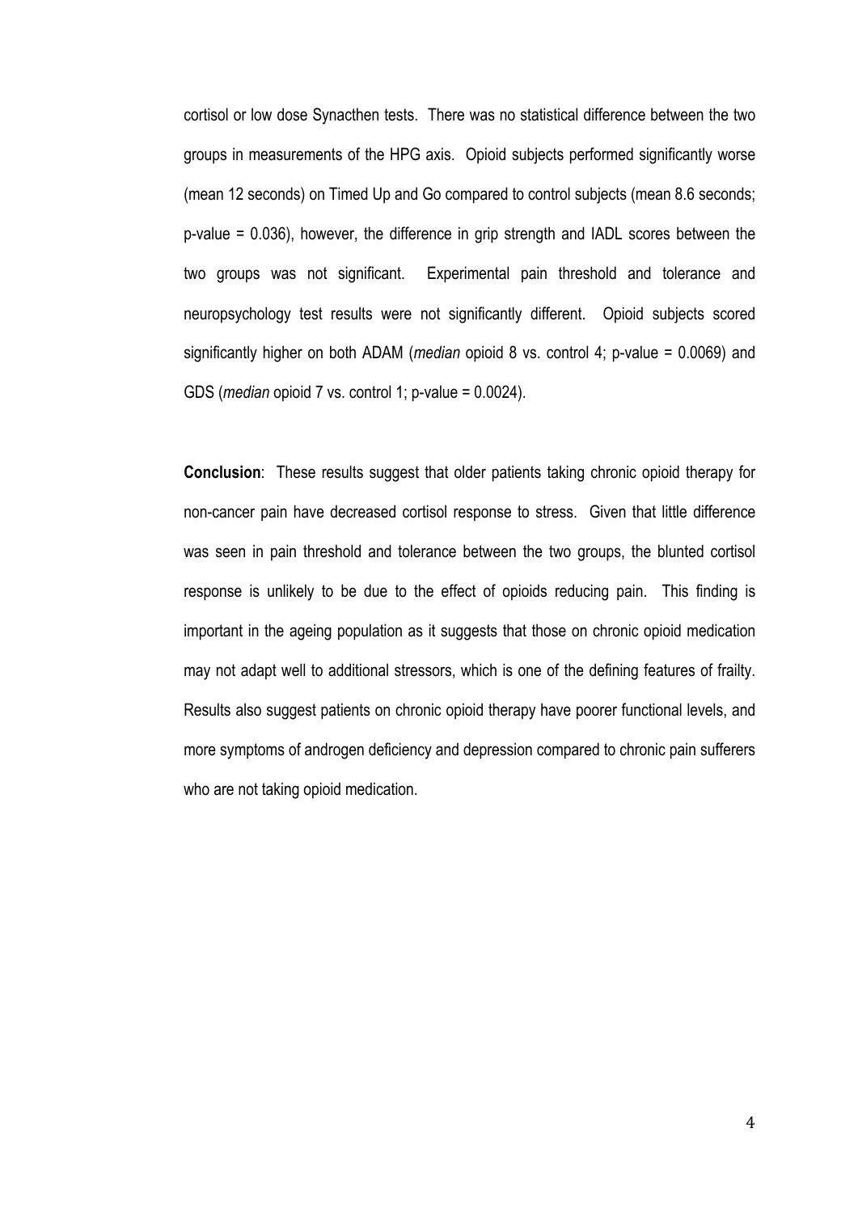cortisol or low dose Synacthen tests. There was no statistical difference between the two groups in measurements of the HPG axis. Opioid subjects performed significantly worse (mean 12 seconds) on Timed Up and Go compared to control subjects (mean 8.6 seconds; p-value = 0.036), however, the difference in grip strength and IADL scores between the two groups was not significant. Experimental pain threshold and tolerance and neuropsychology test results were not significantly different. Opioid subjects scored significantly higher on both ADAM (*median* opioid 8 vs. control 4; p-value = 0.0069) and GDS (*median* opioid 7 vs. control 1; p-value = 0.0024).

**Conclusion**: These results suggest that older patients taking chronic opioid therapy for non-cancer pain have decreased cortisol response to stress. Given that little difference was seen in pain threshold and tolerance between the two groups, the blunted cortisol response is unlikely to be due to the effect of opioids reducing pain. This finding is important in the ageing population as it suggests that those on chronic opioid medication may not adapt well to additional stressors, which is one of the defining features of frailty. Results also suggest patients on chronic opioid therapy have poorer functional levels, and more symptoms of androgen deficiency and depression compared to chronic pain sufferers who are not taking opioid medication.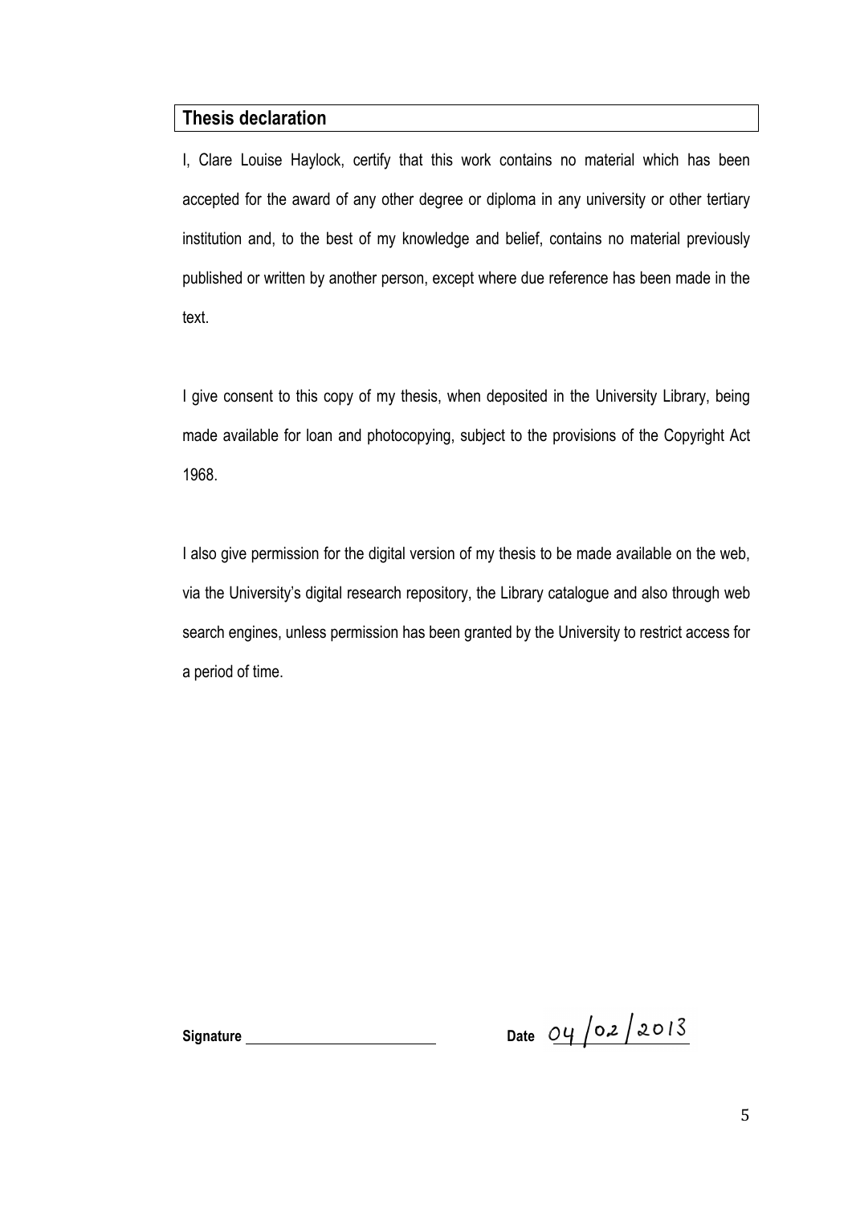## Thesis declaration

I, Clare Louise Haylock, certify that this work contains no material which has been accepted for the award of any other degree or diploma in any university or other tertiary institution and, to the best of my knowledge and belief, contains no material previously published or written by another person, except where due reference has been made in the text.

I give consent to this copy of my thesis, when deposited in the University Library, being made available for loan and photocopying, subject to the provisions of the Copyright Act 1968.

I also give permission for the digital version of my thesis to be made available on the web, via the University's digital research repository, the Library catalogue and also through web search engines, unless permission has been granted by the University to restrict access for a period of time.

**Signature** \_\_\_\_\_\_\_\_\_\_\_\_\_\_\_\_\_\_\_\_\_\_\_\_ **Date** 04/02/2013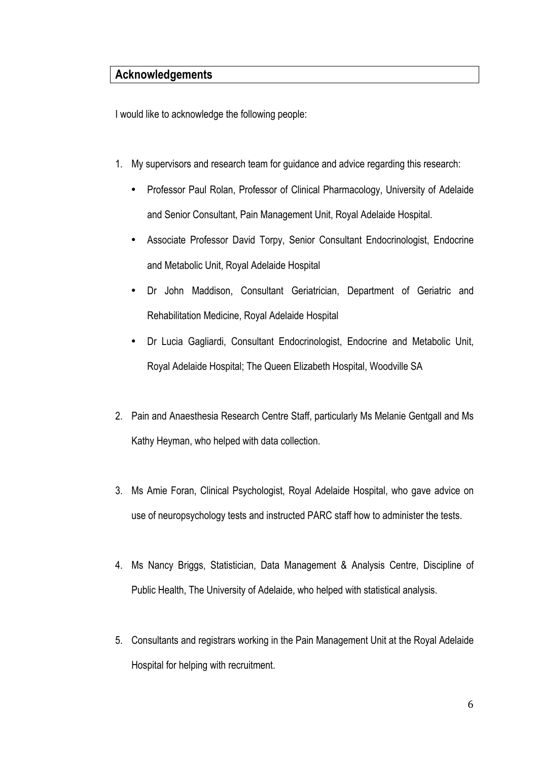## Acknowledgements

I would like to acknowledge the following people:

1. My supervisors and research team for guidance and advice regarding this research:
    - Professor Paul Rolan, Professor of Clinical Pharmacology, University of Adelaide and Senior Consultant, Pain Management Unit, Royal Adelaide Hospital.
    - Associate Professor David Torpy, Senior Consultant Endocrinologist, Endocrine and Metabolic Unit, Royal Adelaide Hospital
    - Dr John Maddison, Consultant Geriatrician, Department of Geriatric and Rehabilitation Medicine, Royal Adelaide Hospital
    - Dr Lucia Gagliardi, Consultant Endocrinologist, Endocrine and Metabolic Unit, Royal Adelaide Hospital; The Queen Elizabeth Hospital, Woodville SA
2. Pain and Anaesthesia Research Centre Staff, particularly Ms Melanie Gentgall and Ms Kathy Heyman, who helped with data collection.
3. Ms Amie Foran, Clinical Psychologist, Royal Adelaide Hospital, who gave advice on use of neuropsychology tests and instructed PARC staff how to administer the tests.
4. Ms Nancy Briggs, Statistician, Data Management & Analysis Centre, Discipline of Public Health, The University of Adelaide, who helped with statistical analysis.
5. Consultants and registrars working in the Pain Management Unit at the Royal Adelaide Hospital for helping with recruitment.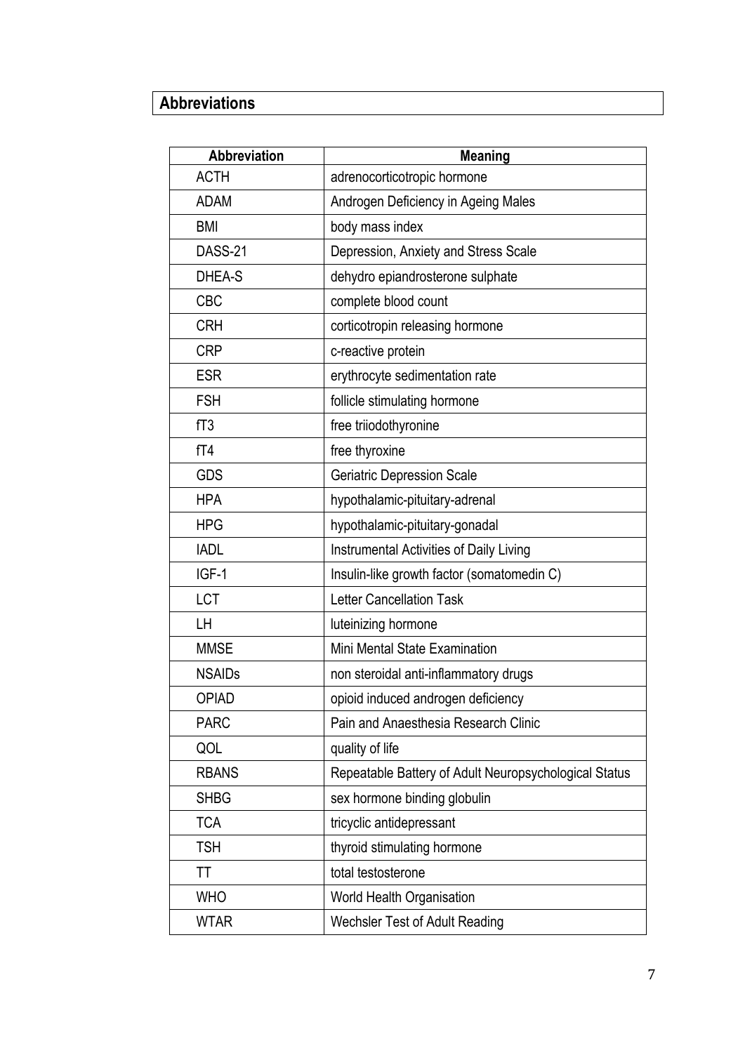## Abbreviations

| Abbreviation | Meaning |
|---|---|
| ACTH | adrenocorticotropic hormone |
| ADAM | Androgen Deficiency in Ageing Males |
| BMI | body mass index |
| DASS-21 | Depression, Anxiety and Stress Scale |
| DHEA-S | dehydro epiandrosterone sulphate |
| CBC | complete blood count |
| CRH | corticotropin releasing hormone |
| CRP | c-reactive protein |
| ESR | erythrocyte sedimentation rate |
| FSH | follicle stimulating hormone |
| fT3 | free triiodothyronine |
| fT4 | free thyroxine |
| GDS | Geriatric Depression Scale |
| HPA | hypothalamic-pituitary-adrenal |
| HPG | hypothalamic-pituitary-gonadal |
| IADL | Instrumental Activities of Daily Living |
| IGF-1 | Insulin-like growth factor (somatomedin C) |
| LCT | Letter Cancellation Task |
| LH | luteinizing hormone |
| MMSE | Mini Mental State Examination |
| NSAIDs | non steroidal anti-inflammatory drugs |
| OPIAD | opioid induced androgen deficiency |
| PARC | Pain and Anaesthesia Research Clinic |
| QOL | quality of life |
| RBANS | Repeatable Battery of Adult Neuropsychological Status |
| SHBG | sex hormone binding globulin |
| TCA | tricyclic antidepressant |
| TSH | thyroid stimulating hormone |
| TT | total testosterone |
| WHO | World Health Organisation |
| WTAR | Wechsler Test of Adult Reading |